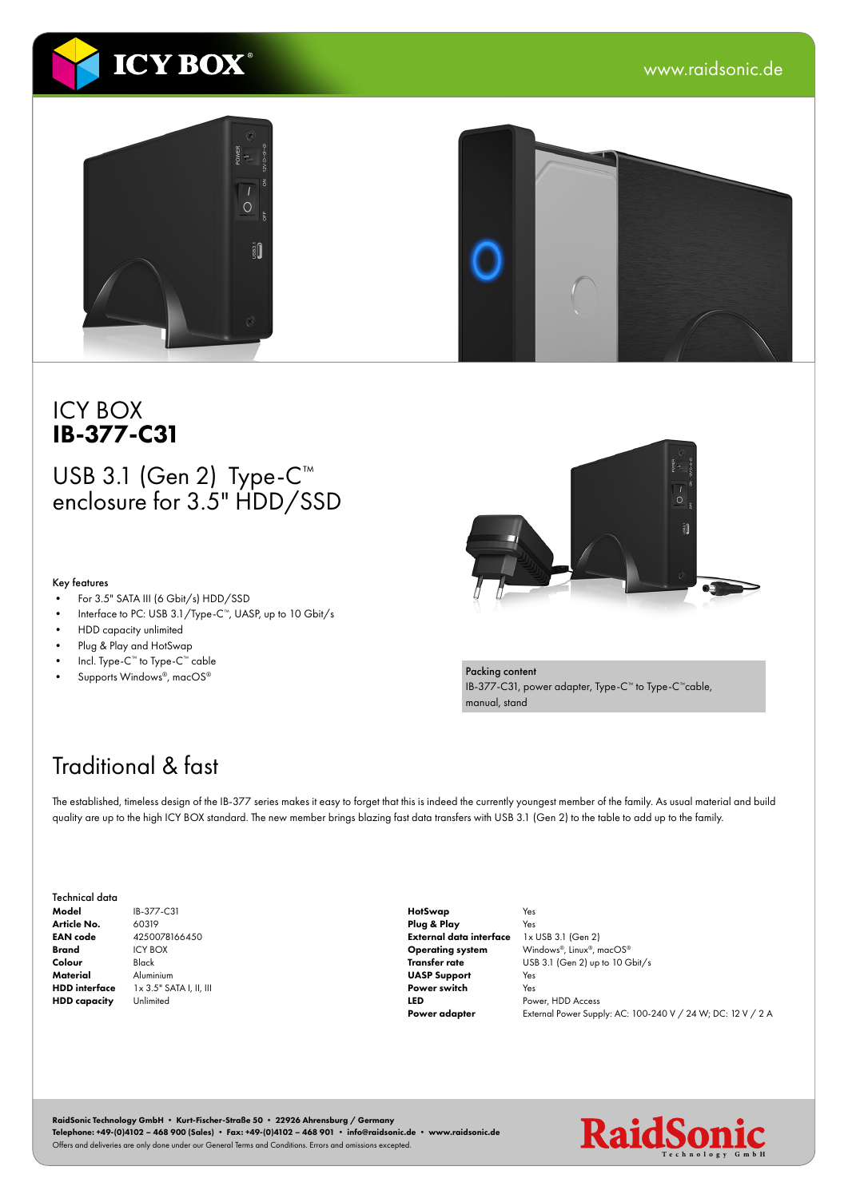# ICY BOX
# IB-377-C31

## USB 3.1 (Gen 2) Type-C™ enclosure for 3.5" HDD/SSD

**Key features**

- For 3.5" SATA III (6 Gbit/s) HDD/SSD
- Interface to PC: USB 3.1/Type-C™, UASP, up to 10 Gbit/s
- HDD capacity unlimited
- Plug & Play and HotSwap
- Incl. Type-C™ to Type-C™ cable
- Supports Windows®, macOS®

**Packing content**
IB-377-C31, power adapter, Type-C™ to Type-C™cable, manual, stand

## Traditional & fast

The established, timeless design of the IB-377 series makes it easy to forget that this is indeed the currently youngest member of the family. As usual material and build quality are up to the high ICY BOX standard. The new member brings blazing fast data transfers with USB 3.1 (Gen 2) to the table to add up to the family.

**Technical data**

| | |
|---|---|
| **Model** | IB-377-C31 |
| **Article No.** | 60319 |
| **EAN code** | 4250078166450 |
| **Brand** | ICY BOX |
| **Colour** | Black |
| **Material** | Aluminium |
| **HDD interface** | 1x 3.5" SATA I, II, III |
| **HDD capacity** | Unlimited |
| **HotSwap** | Yes |
| **Plug & Play** | Yes |
| **External data interface** | 1x USB 3.1 (Gen 2) |
| **Operating system** | Windows®, Linux®, macOS® |
| **Transfer rate** | USB 3.1 (Gen 2) up to 10 Gbit/s |
| **UASP Support** | Yes |
| **Power switch** | Yes |
| **LED** | Power, HDD Access |
| **Power adapter** | External Power Supply: AC: 100-240 V / 24 W; DC: 12 V / 2 A |

**RaidSonic Technology GmbH • Kurt-Fischer-Straße 50 • 22926 Ahrensburg / Germany**
**Telephone: +49-(0)4102 – 468 900 (Sales) • Fax: +49-(0)4102 – 468 901 • info@raidsonic.de • www.raidsonic.de**
Offers and deliveries are only done under our General Terms and Conditions. Errors and omissions excepted.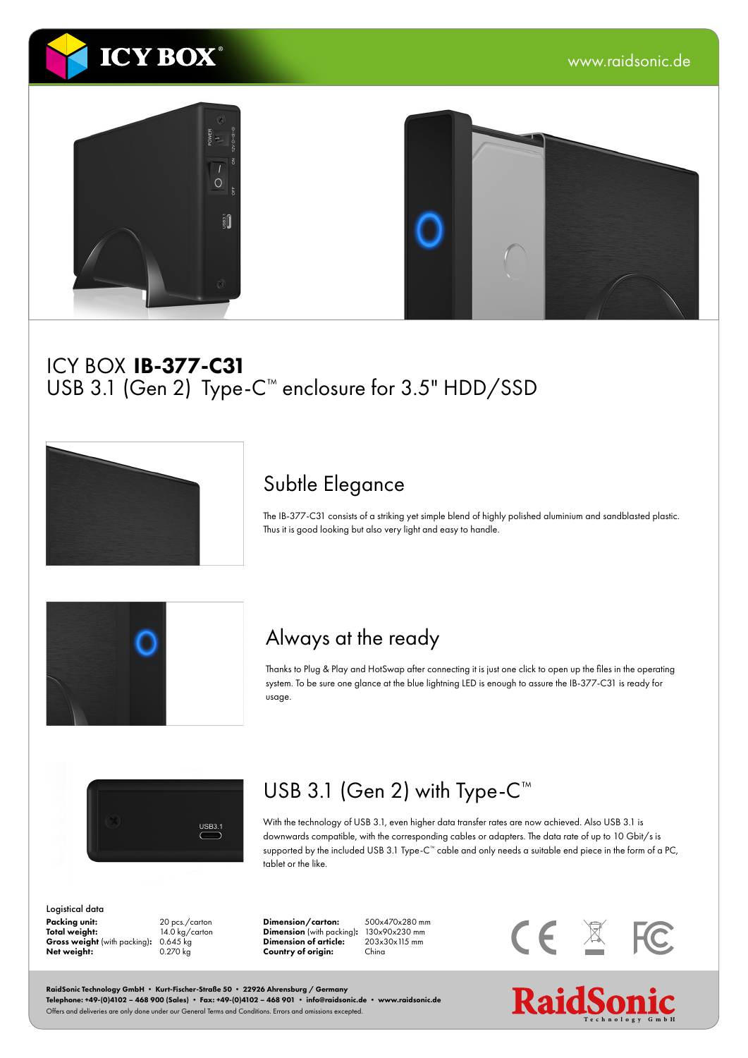# ICY BOX **IB-377-C31**

## USB 3.1 (Gen 2) Type-C™ enclosure for 3.5" HDD/SSD

### Subtle Elegance

The IB-377-C31 consists of a striking yet simple blend of highly polished aluminium and sandblasted plastic. Thus it is good looking but also very light and easy to handle.

### Always at the ready

Thanks to Plug & Play and HotSwap after connecting it is just one click to open up the files in the operating system. To be sure one glance at the blue lightning LED is enough to assure the IB-377-C31 is ready for usage.

### USB 3.1 (Gen 2) with Type-C™

With the technology of USB 3.1, even higher data transfer rates are now achieved. Also USB 3.1 is downwards compatible, with the corresponding cables or adapters. The data rate of up to 10 Gbit/s is supported by the included USB 3.1 Type-C™ cable and only needs a suitable end piece in the form of a PC, tablet or the like.

Logistical data

| | | | |
|---|---|---|---|
| **Packing unit:** | 20 pcs./carton | **Dimension/carton:** | 500x470x280 mm |
| **Total weight:** | 14.0 kg/carton | **Dimension** (with packing)**:** | 130x90x230 mm |
| **Gross weight** (with packing)**:** | 0.645 kg | **Dimension of article:** | 203x30x115 mm |
| **Net weight:** | 0.270 kg | **Country of origin:** | China |

**RaidSonic Technology GmbH • Kurt-Fischer-Straße 50 • 22926 Ahrensburg / Germany**
**Telephone: +49-(0)4102 – 468 900 (Sales) • Fax: +49-(0)4102 – 468 901 • info@raidsonic.de • www.raidsonic.de**
Offers and deliveries are only done under our General Terms and Conditions. Errors and omissions excepted.